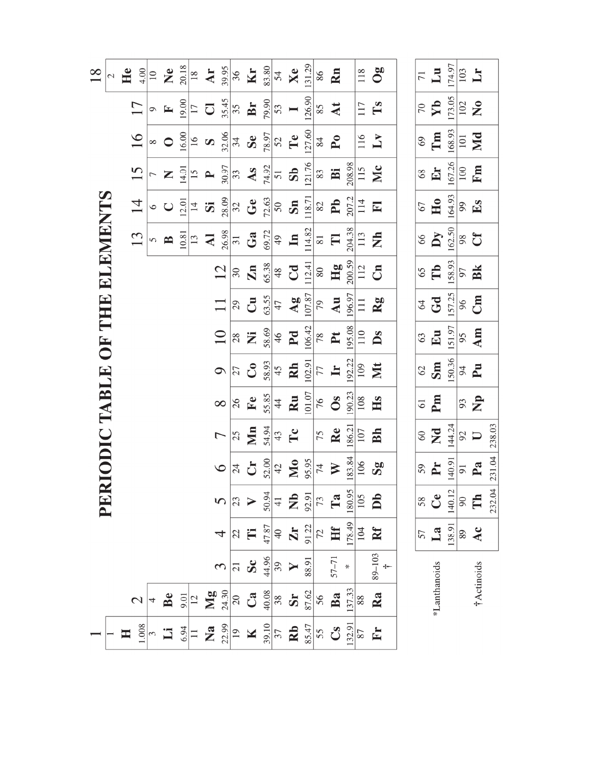# PERIODIC TABLE OF THE ELEMENTS

| 1 | 2 | 3 | 4 | 5 | 6 | 7 | 8 | 9 | 10 | 11 | 12 | 13 | 14 | 15 | 16 | 17 | 18 |
|---|---|---|---|---|---|---|---|---|---|---|---|---|---|---|---|---|---|
| 1 **H** 1.008 | | | | | | | | | | | | | | | | | 2 **He** 4.00 |
| 3 **Li** 6.94 | 4 **Be** 9.01 | | | | | | | | | | | 5 **B** 10.81 | 6 **C** 12.01 | 7 **N** 14.01 | 8 **O** 16.00 | 9 **F** 19.00 | 10 **Ne** 20.18 |
| 11 **Na** 22.99 | 12 **Mg** 24.30 | | | | | | | | | | | 13 **Al** 26.98 | 14 **Si** 28.09 | 15 **P** 30.97 | 16 **S** 32.06 | 17 **Cl** 35.45 | 18 **Ar** 39.95 |
| 19 **K** 39.10 | 20 **Ca** 40.08 | 21 **Sc** 44.96 | 22 **Ti** 47.87 | 23 **V** 50.94 | 24 **Cr** 52.00 | 25 **Mn** 54.94 | 26 **Fe** 55.85 | 27 **Co** 58.93 | 28 **Ni** 58.69 | 29 **Cu** 63.55 | 30 **Zn** 65.38 | 31 **Ga** 69.72 | 32 **Ge** 72.63 | 33 **As** 74.92 | 34 **Se** 78.97 | 35 **Br** 79.90 | 36 **Kr** 83.80 |
| 37 **Rb** 85.47 | 38 **Sr** 87.62 | 39 **Y** 88.91 | 40 **Zr** 91.22 | 41 **Nb** 92.91 | 42 **Mo** 95.95 | 43 **Tc** | 44 **Ru** 101.07 | 45 **Rh** 102.91 | 46 **Pd** 106.42 | 47 **Ag** 107.87 | 48 **Cd** 112.41 | 49 **In** 114.82 | 50 **Sn** 118.71 | 51 **Sb** 121.76 | 52 **Te** 127.60 | 53 **I** 126.90 | 54 **Xe** 131.29 |
| 55 **Cs** 132.91 | 56 **Ba** 137.33 | 57–71 * | 72 **Hf** 178.49 | 73 **Ta** 180.95 | 74 **W** 183.84 | 75 **Re** 186.21 | 76 **Os** 190.23 | 77 **Ir** 192.22 | 78 **Pt** 195.08 | 79 **Au** 196.97 | 80 **Hg** 200.59 | 81 **Tl** 204.38 | 82 **Pb** 207.2 | 83 **Bi** 208.98 | 84 **Po** | 85 **At** | 86 **Rn** |
| 87 **Fr** | 88 **Ra** | 89–103 † | 104 **Rf** | 105 **Db** | 106 **Sg** | 107 **Bh** | 108 **Hs** | 109 **Mt** | 110 **Ds** | 111 **Rg** | 112 **Cn** | 113 **Nh** | 114 **Fl** | 115 **Mc** | 116 **Lv** | 117 **Ts** | 118 **Og** |

| | | | | | | | | | | | | | | | |
|---|---|---|---|---|---|---|---|---|---|---|---|---|---|---|---|
| *Lanthanoids | 57 **La** 138.91 | 58 **Ce** 140.12 | 59 **Pr** 140.91 | 60 **Nd** 144.24 | 61 **Pm** | 62 **Sm** 150.36 | 63 **Eu** 151.97 | 64 **Gd** 157.25 | 65 **Tb** 158.93 | 66 **Dy** 162.50 | 67 **Ho** 164.93 | 68 **Er** 167.26 | 69 **Tm** 168.93 | 70 **Yb** 173.05 | 71 **Lu** 174.97 |
| †Actinoids | 89 **Ac** | 90 **Th** 232.04 | 91 **Pa** 231.04 | 92 **U** 238.03 | 93 **Np** | 94 **Pu** | 95 **Am** | 96 **Cm** | 97 **Bk** | 98 **Cf** | 99 **Es** | 100 **Fm** | 101 **Md** | 102 **No** | 103 **Lr** |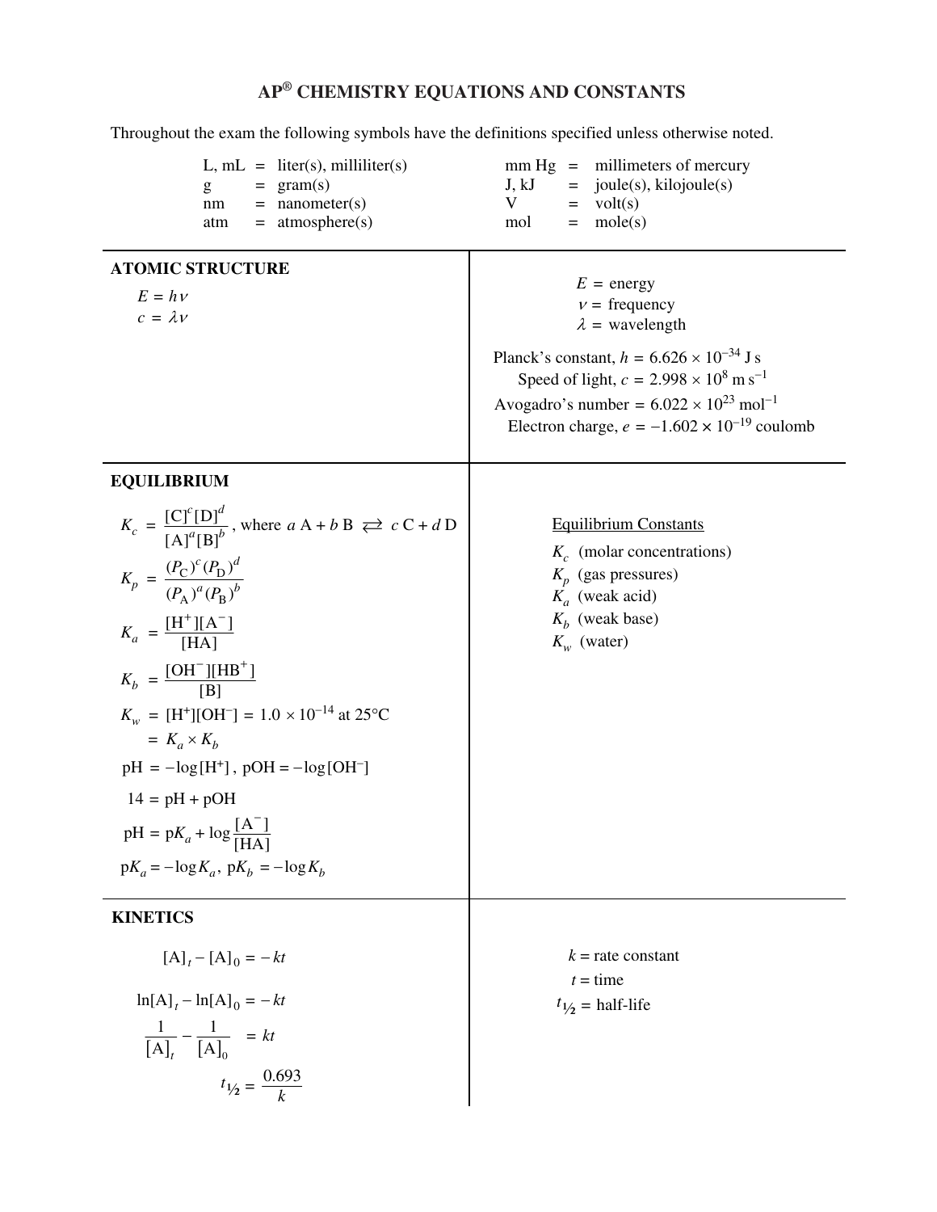# AP® CHEMISTRY EQUATIONS AND CONSTANTS

Throughout the exam the following symbols have the definitions specified unless otherwise noted.

| | | | |
|---|---|---|---|
| L, mL | = liter(s), milliliter(s) | mm Hg | = millimeters of mercury |
| g | = gram(s) | J, kJ | = joule(s), kilojoule(s) |
| nm | = nanometer(s) | V | = volt(s) |
| atm | = atmosphere(s) | mol | = mole(s) |

## ATOMIC STRUCTURE

$$E = h\nu$$

$$c = \lambda\nu$$

$E$ = energy

$\nu$ = frequency

$\lambda$ = wavelength

Planck's constant, $h = 6.626 \times 10^{-34}$ J s

Speed of light, $c = 2.998 \times 10^{8}$ m s$^{-1}$

Avogadro's number $= 6.022 \times 10^{23}$ mol$^{-1}$

Electron charge, $e = -1.602 \times 10^{-19}$ coulomb

## EQUILIBRIUM

$$K_c = \frac{[\mathrm{C}]^c[\mathrm{D}]^d}{[\mathrm{A}]^a[\mathrm{B}]^b}, \text{ where } a\,\mathrm{A} + b\,\mathrm{B} \rightleftarrows c\,\mathrm{C} + d\,\mathrm{D}$$

$$K_p = \frac{(P_\mathrm{C})^c(P_\mathrm{D})^d}{(P_\mathrm{A})^a(P_\mathrm{B})^b}$$

$$K_a = \frac{[\mathrm{H}^+][\mathrm{A}^-]}{[\mathrm{HA}]}$$

$$K_b = \frac{[\mathrm{OH}^-][\mathrm{HB}^+]}{[\mathrm{B}]}$$

$$K_w = [\mathrm{H}^+][\mathrm{OH}^-] = 1.0 \times 10^{-14} \text{ at } 25^\circ\mathrm{C}$$

$$= K_a \times K_b$$

$$\mathrm{pH} = -\log[\mathrm{H}^+],\ \mathrm{pOH} = -\log[\mathrm{OH}^-]$$

$$14 = \mathrm{pH} + \mathrm{pOH}$$

$$\mathrm{pH} = \mathrm{p}K_a + \log\frac{[\mathrm{A}^-]}{[\mathrm{HA}]}$$

$$\mathrm{p}K_a = -\log K_a,\ \mathrm{p}K_b = -\log K_b$$

Equilibrium Constants

$K_c$ (molar concentrations)

$K_p$ (gas pressures)

$K_a$ (weak acid)

$K_b$ (weak base)

$K_w$ (water)

## KINETICS

$$[\mathrm{A}]_t - [\mathrm{A}]_0 = -kt$$

$$\ln[\mathrm{A}]_t - \ln[\mathrm{A}]_0 = -kt$$

$$\frac{1}{[\mathrm{A}]_t} - \frac{1}{[\mathrm{A}]_0} = kt$$

$$t_{1/2} = \frac{0.693}{k}$$

$k$ = rate constant

$t$ = time

$t_{1/2}$ = half-life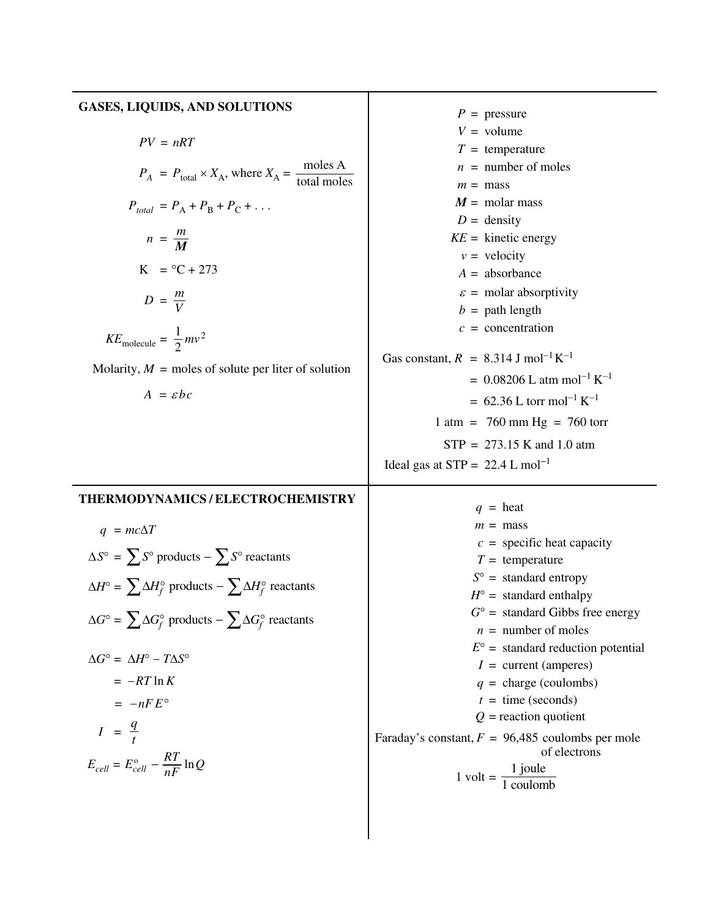## GASES, LIQUIDS, AND SOLUTIONS

$$PV = nRT$$

$$P_A = P_{\text{total}} \times X_A, \text{ where } X_A = \frac{\text{moles A}}{\text{total moles}}$$

$$P_{total} = P_A + P_B + P_C + \ldots$$

$$n = \frac{m}{\boldsymbol{M}}$$

$$\text{K} = {}^\circ\text{C} + 273$$

$$D = \frac{m}{V}$$

$$KE_{\text{molecule}} = \frac{1}{2}mv^2$$

Molarity, $M$ = moles of solute per liter of solution

$$A = \varepsilon bc$$

$P$ = pressure
$V$ = volume
$T$ = temperature
$n$ = number of moles
$m$ = mass
$\boldsymbol{M}$ = molar mass
$D$ = density
$KE$ = kinetic energy
$v$ = velocity
$A$ = absorbance
$\varepsilon$ = molar absorptivity
$b$ = path length
$c$ = concentration

Gas constant, $R$ = 8.314 J mol$^{-1}$ K$^{-1}$
= 0.08206 L atm mol$^{-1}$ K$^{-1}$
= 62.36 L torr mol$^{-1}$ K$^{-1}$

1 atm = 760 mm Hg = 760 torr

STP = 273.15 K and 1.0 atm

Ideal gas at STP = 22.4 L mol$^{-1}$

## THERMODYNAMICS / ELECTROCHEMISTRY

$$q = mc\Delta T$$

$$\Delta S^\circ = \sum S^\circ \text{ products} - \sum S^\circ \text{ reactants}$$

$$\Delta H^\circ = \sum \Delta H_f^\circ \text{ products} - \sum \Delta H_f^\circ \text{ reactants}$$

$$\Delta G^\circ = \sum \Delta G_f^\circ \text{ products} - \sum \Delta G_f^\circ \text{ reactants}$$

$$\Delta G^\circ = \Delta H^\circ - T\Delta S^\circ$$

$$= -RT \ln K$$

$$= -nFE^\circ$$

$$I = \frac{q}{t}$$

$$E_{cell} = E_{cell}^\circ - \frac{RT}{nF}\ln Q$$

$q$ = heat
$m$ = mass
$c$ = specific heat capacity
$T$ = temperature
$S^\circ$ = standard entropy
$H^\circ$ = standard enthalpy
$G^\circ$ = standard Gibbs free energy
$n$ = number of moles
$E^\circ$ = standard reduction potential
$I$ = current (amperes)
$q$ = charge (coulombs)
$t$ = time (seconds)
$Q$ = reaction quotient

Faraday's constant, $F$ = 96,485 coulombs per mole of electrons

$$1 \text{ volt} = \frac{1 \text{ joule}}{1 \text{ coulomb}}$$